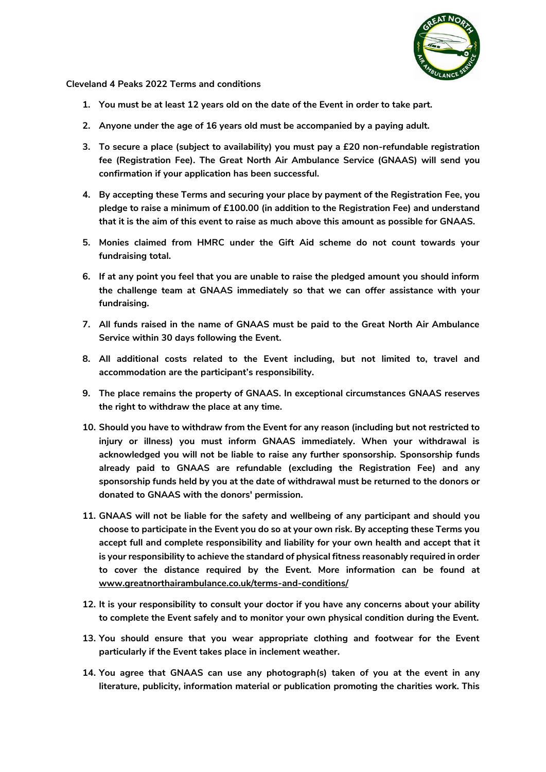**Cleveland 4 Peaks 2022 Terms and conditions**

1. **You must be at least 12 years old on the date of the Event in order to take part.**
2. **Anyone under the age of 16 years old must be accompanied by a paying adult.**
3. **To secure a place (subject to availability) you must pay a £20 non-refundable registration fee (Registration Fee). The Great North Air Ambulance Service (GNAAS) will send you confirmation if your application has been successful.**
4. **By accepting these Terms and securing your place by payment of the Registration Fee, you pledge to raise a minimum of £100.00 (in addition to the Registration Fee) and understand that it is the aim of this event to raise as much above this amount as possible for GNAAS.**
5. **Monies claimed from HMRC under the Gift Aid scheme do not count towards your fundraising total.**
6. **If at any point you feel that you are unable to raise the pledged amount you should inform the challenge team at GNAAS immediately so that we can offer assistance with your fundraising.**
7. **All funds raised in the name of GNAAS must be paid to the Great North Air Ambulance Service within 30 days following the Event.**
8. **All additional costs related to the Event including, but not limited to, travel and accommodation are the participant's responsibility.**
9. **The place remains the property of GNAAS. In exceptional circumstances GNAAS reserves the right to withdraw the place at any time.**
10. **Should you have to withdraw from the Event for any reason (including but not restricted to injury or illness) you must inform GNAAS immediately. When your withdrawal is acknowledged you will not be liable to raise any further sponsorship. Sponsorship funds already paid to GNAAS are refundable (excluding the Registration Fee) and any sponsorship funds held by you at the date of withdrawal must be returned to the donors or donated to GNAAS with the donors' permission.**
11. **GNAAS will not be liable for the safety and wellbeing of any participant and should you choose to participate in the Event you do so at your own risk. By accepting these Terms you accept full and complete responsibility and liability for your own health and accept that it is your responsibility to achieve the standard of physical fitness reasonably required in order to cover the distance required by the Event. More information can be found at www.greatnorthairambulance.co.uk/terms-and-conditions/**
12. **It is your responsibility to consult your doctor if you have any concerns about your ability to complete the Event safely and to monitor your own physical condition during the Event.**
13. **You should ensure that you wear appropriate clothing and footwear for the Event particularly if the Event takes place in inclement weather.**
14. **You agree that GNAAS can use any photograph(s) taken of you at the event in any literature, publicity, information material or publication promoting the charities work. This**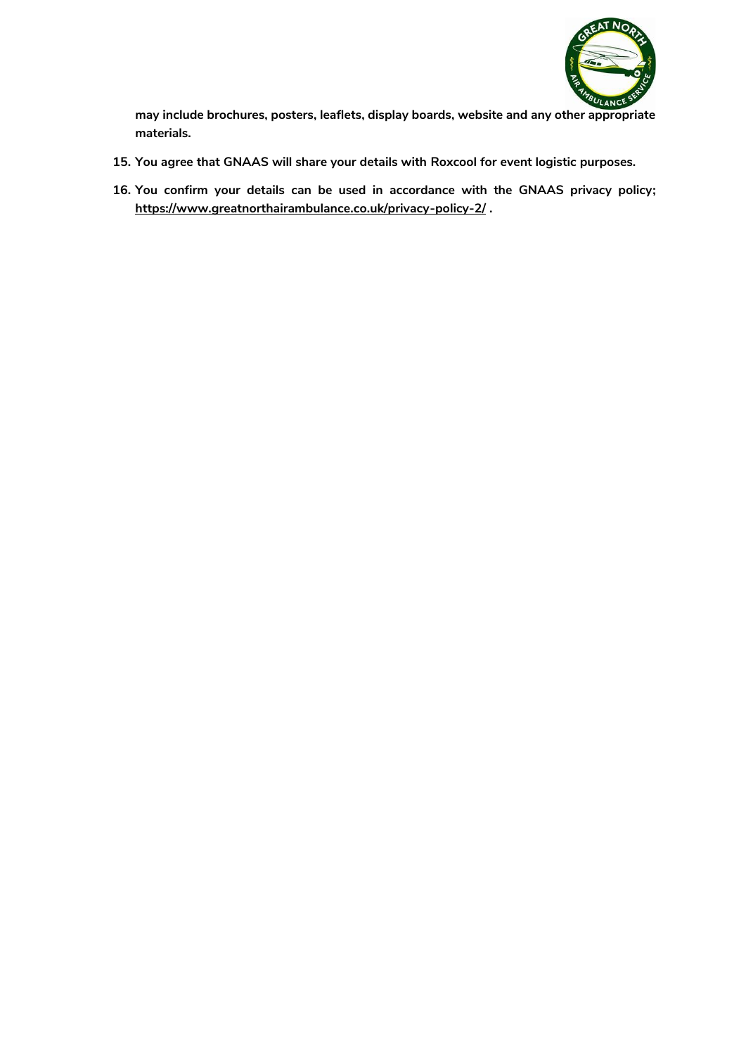**may include brochures, posters, leaflets, display boards, website and any other appropriate materials.**

15. **You agree that GNAAS will share your details with Roxcool for event logistic purposes.**
16. **You confirm your details can be used in accordance with the GNAAS privacy policy; https://www.greatnorthairambulance.co.uk/privacy-policy-2/ .**